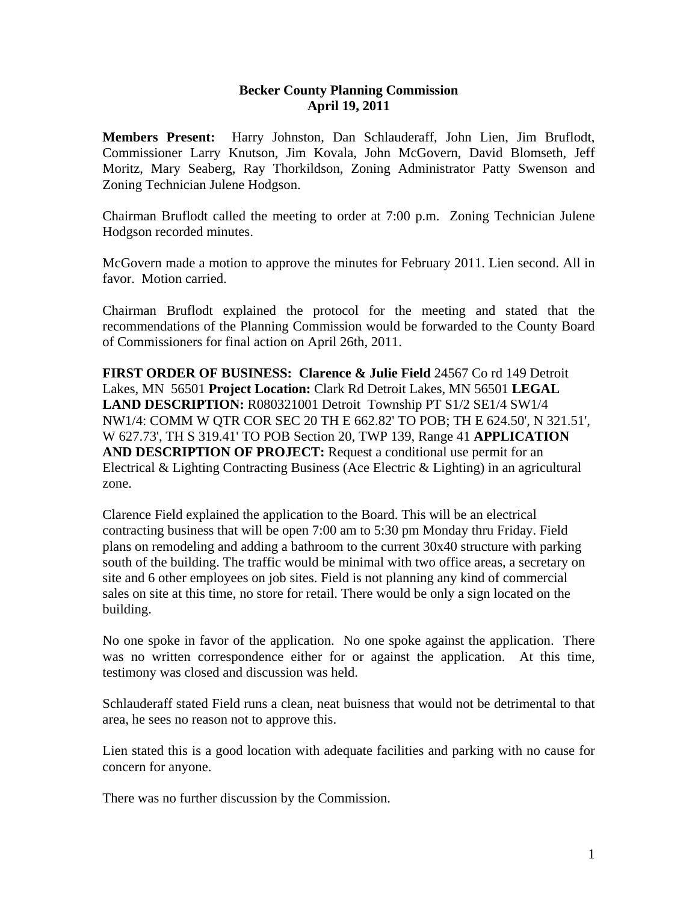**Becker County Planning Commission**
**April 19, 2011**

**Members Present:** Harry Johnston, Dan Schlauderaff, John Lien, Jim Bruflodt, Commissioner Larry Knutson, Jim Kovala, John McGovern, David Blomseth, Jeff Moritz, Mary Seaberg, Ray Thorkildson, Zoning Administrator Patty Swenson and Zoning Technician Julene Hodgson.

Chairman Bruflodt called the meeting to order at 7:00 p.m. Zoning Technician Julene Hodgson recorded minutes.

McGovern made a motion to approve the minutes for February 2011. Lien second. All in favor. Motion carried.

Chairman Bruflodt explained the protocol for the meeting and stated that the recommendations of the Planning Commission would be forwarded to the County Board of Commissioners for final action on April 26th, 2011.

**FIRST ORDER OF BUSINESS: Clarence & Julie Field** 24567 Co rd 149 Detroit Lakes, MN 56501 **Project Location:** Clark Rd Detroit Lakes, MN 56501 **LEGAL LAND DESCRIPTION:** R080321001 Detroit Township PT S1/2 SE1/4 SW1/4 NW1/4: COMM W QTR COR SEC 20 TH E 662.82' TO POB; TH E 624.50', N 321.51', W 627.73', TH S 319.41' TO POB Section 20, TWP 139, Range 41 **APPLICATION AND DESCRIPTION OF PROJECT:** Request a conditional use permit for an Electrical & Lighting Contracting Business (Ace Electric & Lighting) in an agricultural zone.

Clarence Field explained the application to the Board. This will be an electrical contracting business that will be open 7:00 am to 5:30 pm Monday thru Friday. Field plans on remodeling and adding a bathroom to the current 30x40 structure with parking south of the building. The traffic would be minimal with two office areas, a secretary on site and 6 other employees on job sites. Field is not planning any kind of commercial sales on site at this time, no store for retail. There would be only a sign located on the building.

No one spoke in favor of the application. No one spoke against the application. There was no written correspondence either for or against the application. At this time, testimony was closed and discussion was held.

Schlauderaff stated Field runs a clean, neat buisness that would not be detrimental to that area, he sees no reason not to approve this.

Lien stated this is a good location with adequate facilities and parking with no cause for concern for anyone.

There was no further discussion by the Commission.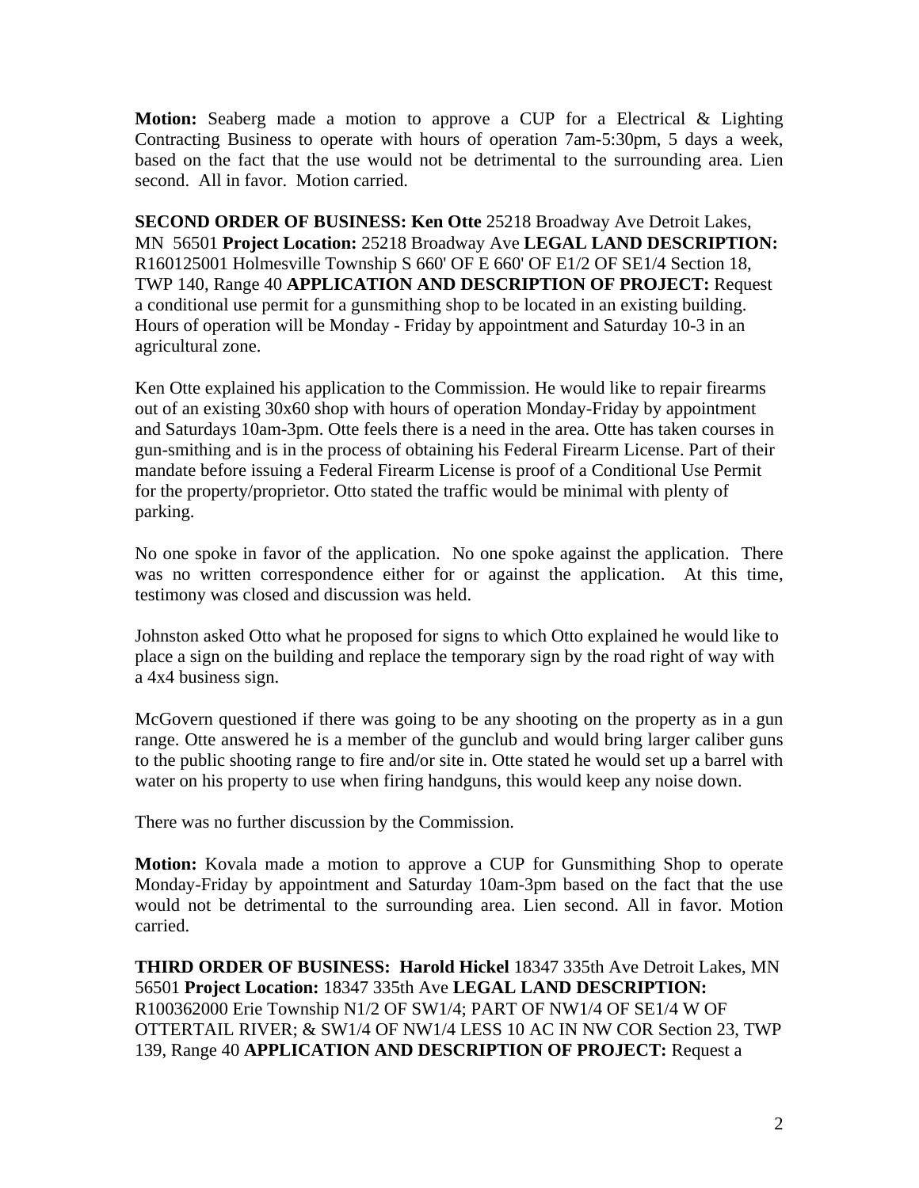**Motion:** Seaberg made a motion to approve a CUP for a Electrical & Lighting Contracting Business to operate with hours of operation 7am-5:30pm, 5 days a week, based on the fact that the use would not be detrimental to the surrounding area. Lien second. All in favor. Motion carried.

**SECOND ORDER OF BUSINESS: Ken Otte** 25218 Broadway Ave Detroit Lakes, MN 56501 **Project Location:** 25218 Broadway Ave **LEGAL LAND DESCRIPTION:** R160125001 Holmesville Township S 660' OF E 660' OF E1/2 OF SE1/4 Section 18, TWP 140, Range 40 **APPLICATION AND DESCRIPTION OF PROJECT:** Request a conditional use permit for a gunsmithing shop to be located in an existing building. Hours of operation will be Monday - Friday by appointment and Saturday 10-3 in an agricultural zone.

Ken Otte explained his application to the Commission. He would like to repair firearms out of an existing 30x60 shop with hours of operation Monday-Friday by appointment and Saturdays 10am-3pm. Otte feels there is a need in the area. Otte has taken courses in gun-smithing and is in the process of obtaining his Federal Firearm License. Part of their mandate before issuing a Federal Firearm License is proof of a Conditional Use Permit for the property/proprietor. Otto stated the traffic would be minimal with plenty of parking.

No one spoke in favor of the application. No one spoke against the application. There was no written correspondence either for or against the application. At this time, testimony was closed and discussion was held.

Johnston asked Otto what he proposed for signs to which Otto explained he would like to place a sign on the building and replace the temporary sign by the road right of way with a 4x4 business sign.

McGovern questioned if there was going to be any shooting on the property as in a gun range. Otte answered he is a member of the gunclub and would bring larger caliber guns to the public shooting range to fire and/or site in. Otte stated he would set up a barrel with water on his property to use when firing handguns, this would keep any noise down.

There was no further discussion by the Commission.

**Motion:** Kovala made a motion to approve a CUP for Gunsmithing Shop to operate Monday-Friday by appointment and Saturday 10am-3pm based on the fact that the use would not be detrimental to the surrounding area. Lien second. All in favor. Motion carried.

**THIRD ORDER OF BUSINESS: Harold Hickel** 18347 335th Ave Detroit Lakes, MN 56501 **Project Location:** 18347 335th Ave **LEGAL LAND DESCRIPTION:** R100362000 Erie Township N1/2 OF SW1/4; PART OF NW1/4 OF SE1/4 W OF OTTERTAIL RIVER; & SW1/4 OF NW1/4 LESS 10 AC IN NW COR Section 23, TWP 139, Range 40 **APPLICATION AND DESCRIPTION OF PROJECT:** Request a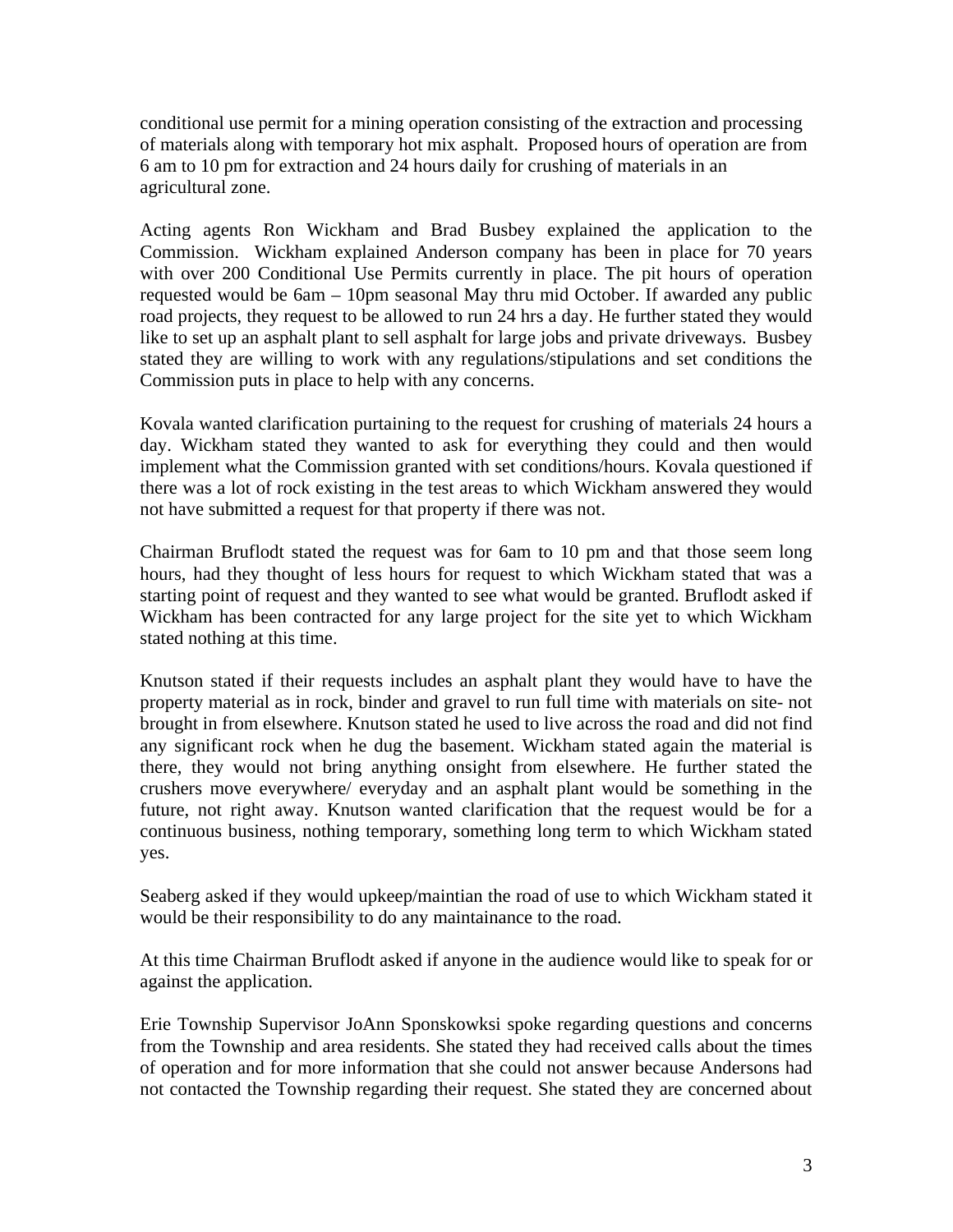conditional use permit for a mining operation consisting of the extraction and processing of materials along with temporary hot mix asphalt. Proposed hours of operation are from 6 am to 10 pm for extraction and 24 hours daily for crushing of materials in an agricultural zone.

Acting agents Ron Wickham and Brad Busbey explained the application to the Commission. Wickham explained Anderson company has been in place for 70 years with over 200 Conditional Use Permits currently in place. The pit hours of operation requested would be 6am – 10pm seasonal May thru mid October. If awarded any public road projects, they request to be allowed to run 24 hrs a day. He further stated they would like to set up an asphalt plant to sell asphalt for large jobs and private driveways. Busbey stated they are willing to work with any regulations/stipulations and set conditions the Commission puts in place to help with any concerns.

Kovala wanted clarification purtaining to the request for crushing of materials 24 hours a day. Wickham stated they wanted to ask for everything they could and then would implement what the Commission granted with set conditions/hours. Kovala questioned if there was a lot of rock existing in the test areas to which Wickham answered they would not have submitted a request for that property if there was not.

Chairman Bruflodt stated the request was for 6am to 10 pm and that those seem long hours, had they thought of less hours for request to which Wickham stated that was a starting point of request and they wanted to see what would be granted. Bruflodt asked if Wickham has been contracted for any large project for the site yet to which Wickham stated nothing at this time.

Knutson stated if their requests includes an asphalt plant they would have to have the property material as in rock, binder and gravel to run full time with materials on site- not brought in from elsewhere. Knutson stated he used to live across the road and did not find any significant rock when he dug the basement. Wickham stated again the material is there, they would not bring anything onsight from elsewhere. He further stated the crushers move everywhere/ everyday and an asphalt plant would be something in the future, not right away. Knutson wanted clarification that the request would be for a continuous business, nothing temporary, something long term to which Wickham stated yes.

Seaberg asked if they would upkeep/maintian the road of use to which Wickham stated it would be their responsibility to do any maintainance to the road.

At this time Chairman Bruflodt asked if anyone in the audience would like to speak for or against the application.

Erie Township Supervisor JoAnn Sponskowksi spoke regarding questions and concerns from the Township and area residents. She stated they had received calls about the times of operation and for more information that she could not answer because Andersons had not contacted the Township regarding their request. She stated they are concerned about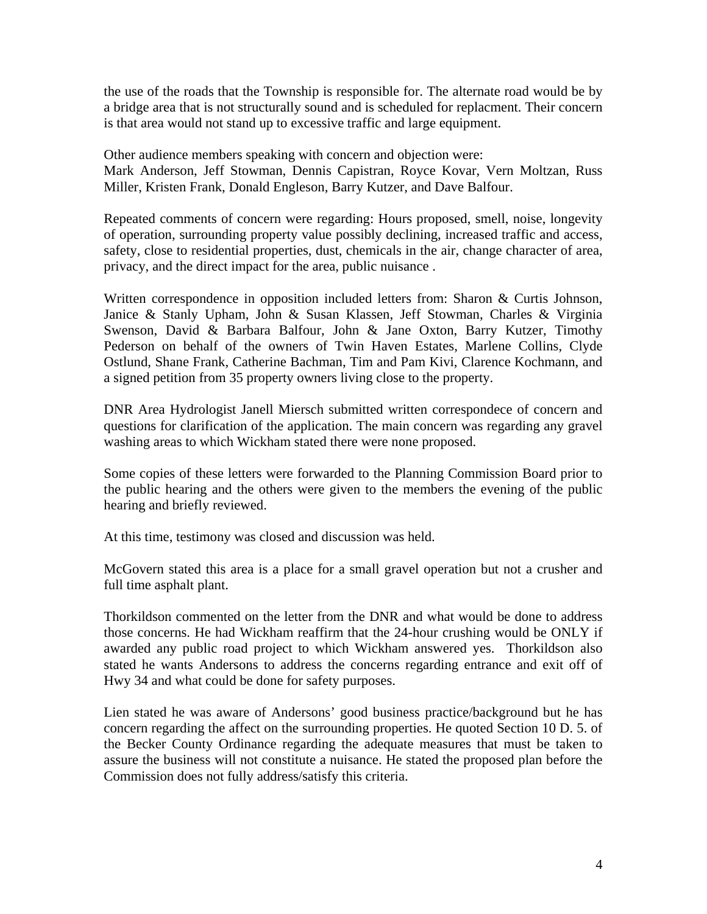the use of the roads that the Township is responsible for. The alternate road would be by a bridge area that is not structurally sound and is scheduled for replacment. Their concern is that area would not stand up to excessive traffic and large equipment.

Other audience members speaking with concern and objection were:
Mark Anderson, Jeff Stowman, Dennis Capistran, Royce Kovar, Vern Moltzan, Russ Miller, Kristen Frank, Donald Engleson, Barry Kutzer, and Dave Balfour.

Repeated comments of concern were regarding: Hours proposed, smell, noise, longevity of operation, surrounding property value possibly declining, increased traffic and access, safety, close to residential properties, dust, chemicals in the air, change character of area, privacy, and the direct impact for the area, public nuisance .

Written correspondence in opposition included letters from: Sharon & Curtis Johnson, Janice & Stanly Upham, John & Susan Klassen, Jeff Stowman, Charles & Virginia Swenson, David & Barbara Balfour, John & Jane Oxton, Barry Kutzer, Timothy Pederson on behalf of the owners of Twin Haven Estates, Marlene Collins, Clyde Ostlund, Shane Frank, Catherine Bachman, Tim and Pam Kivi, Clarence Kochmann, and a signed petition from 35 property owners living close to the property.

DNR Area Hydrologist Janell Miersch submitted written correspondece of concern and questions for clarification of the application. The main concern was regarding any gravel washing areas to which Wickham stated there were none proposed.

Some copies of these letters were forwarded to the Planning Commission Board prior to the public hearing and the others were given to the members the evening of the public hearing and briefly reviewed.

At this time, testimony was closed and discussion was held.

McGovern stated this area is a place for a small gravel operation but not a crusher and full time asphalt plant.

Thorkildson commented on the letter from the DNR and what would be done to address those concerns. He had Wickham reaffirm that the 24-hour crushing would be ONLY if awarded any public road project to which Wickham answered yes. Thorkildson also stated he wants Andersons to address the concerns regarding entrance and exit off of Hwy 34 and what could be done for safety purposes.

Lien stated he was aware of Andersons' good business practice/background but he has concern regarding the affect on the surrounding properties. He quoted Section 10 D. 5. of the Becker County Ordinance regarding the adequate measures that must be taken to assure the business will not constitute a nuisance. He stated the proposed plan before the Commission does not fully address/satisfy this criteria.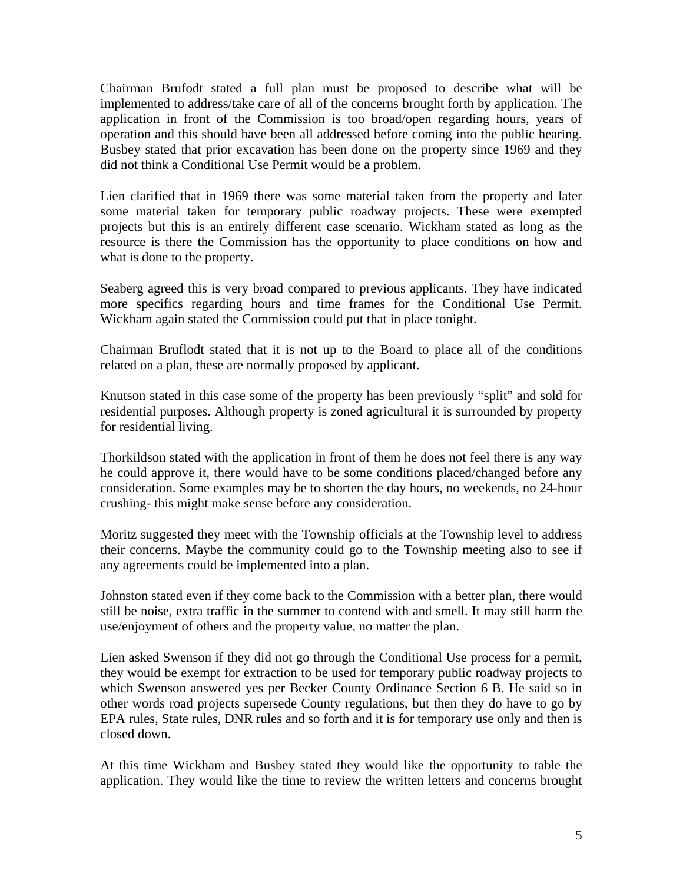Chairman Brufodt stated a full plan must be proposed to describe what will be implemented to address/take care of all of the concerns brought forth by application. The application in front of the Commission is too broad/open regarding hours, years of operation and this should have been all addressed before coming into the public hearing. Busbey stated that prior excavation has been done on the property since 1969 and they did not think a Conditional Use Permit would be a problem.

Lien clarified that in 1969 there was some material taken from the property and later some material taken for temporary public roadway projects. These were exempted projects but this is an entirely different case scenario. Wickham stated as long as the resource is there the Commission has the opportunity to place conditions on how and what is done to the property.

Seaberg agreed this is very broad compared to previous applicants. They have indicated more specifics regarding hours and time frames for the Conditional Use Permit. Wickham again stated the Commission could put that in place tonight.

Chairman Bruflodt stated that it is not up to the Board to place all of the conditions related on a plan, these are normally proposed by applicant.

Knutson stated in this case some of the property has been previously "split" and sold for residential purposes. Although property is zoned agricultural it is surrounded by property for residential living.

Thorkildson stated with the application in front of them he does not feel there is any way he could approve it, there would have to be some conditions placed/changed before any consideration. Some examples may be to shorten the day hours, no weekends, no 24-hour crushing- this might make sense before any consideration.

Moritz suggested they meet with the Township officials at the Township level to address their concerns. Maybe the community could go to the Township meeting also to see if any agreements could be implemented into a plan.

Johnston stated even if they come back to the Commission with a better plan, there would still be noise, extra traffic in the summer to contend with and smell. It may still harm the use/enjoyment of others and the property value, no matter the plan.

Lien asked Swenson if they did not go through the Conditional Use process for a permit, they would be exempt for extraction to be used for temporary public roadway projects to which Swenson answered yes per Becker County Ordinance Section 6 B. He said so in other words road projects supersede County regulations, but then they do have to go by EPA rules, State rules, DNR rules and so forth and it is for temporary use only and then is closed down.

At this time Wickham and Busbey stated they would like the opportunity to table the application. They would like the time to review the written letters and concerns brought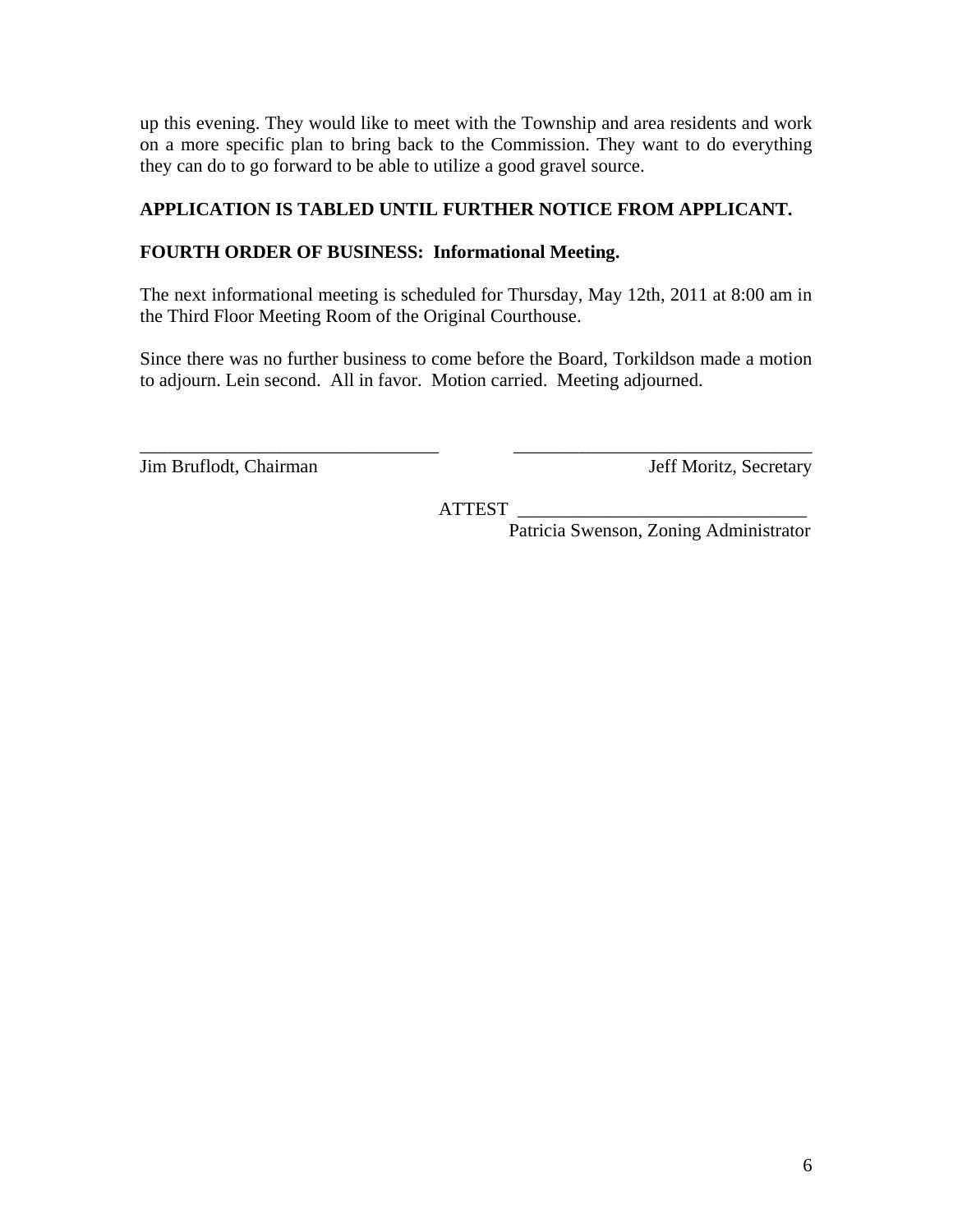up this evening. They would like to meet with the Township and area residents and work on a more specific plan to bring back to the Commission. They want to do everything they can do to go forward to be able to utilize a good gravel source.

**APPLICATION IS TABLED UNTIL FURTHER NOTICE FROM APPLICANT.**

**FOURTH ORDER OF BUSINESS: Informational Meeting.**

The next informational meeting is scheduled for Thursday, May 12th, 2011 at 8:00 am in the Third Floor Meeting Room of the Original Courthouse.

Since there was no further business to come before the Board, Torkildson made a motion to adjourn. Lein second. All in favor. Motion carried. Meeting adjourned.

________________________________ ________________________________

Jim Bruflodt, Chairman Jeff Moritz, Secretary

ATTEST ______________________________

Patricia Swenson, Zoning Administrator